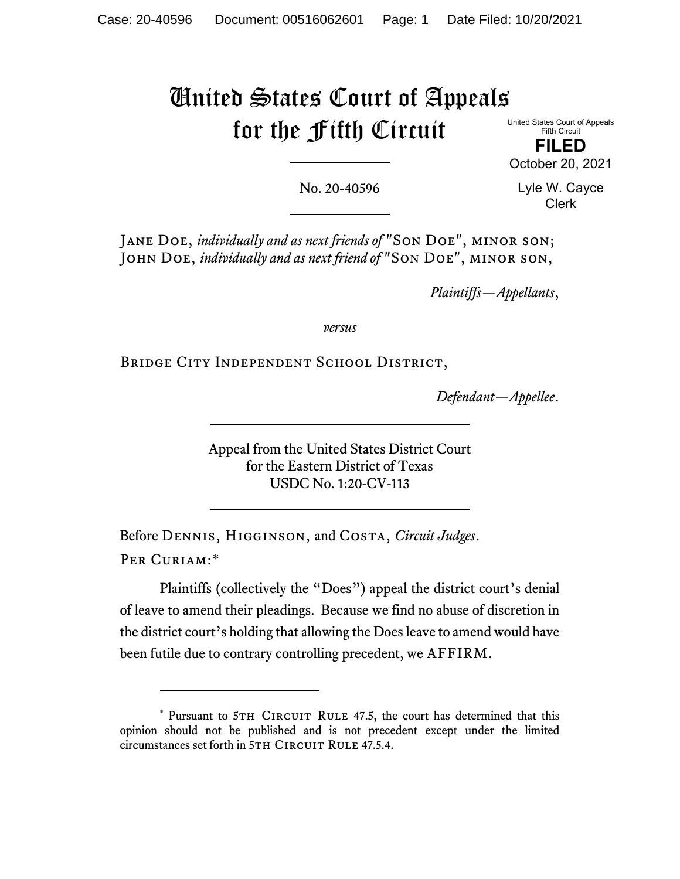Case: 20-40596 Document: 00516062601 Page: 1 Date Filed: 10/20/2021

# United States Court of Appeals for the Fifth Circuit

United States Court of Appeals
Fifth Circuit

**FILED**

October 20, 2021

Lyle W. Cayce
Clerk

No. 20-40596

Jane Doe, *individually and as next friends of* "Son Doe", minor son; John Doe, *individually and as next friend of* "Son Doe", minor son,

*Plaintiffs—Appellants*,

*versus*

Bridge City Independent School District,

*Defendant—Appellee*.

Appeal from the United States District Court
for the Eastern District of Texas
USDC No. 1:20-CV-113

Before Dennis, Higginson, and Costa, *Circuit Judges*.

Per Curiam:*

Plaintiffs (collectively the "Does") appeal the district court's denial of leave to amend their pleadings. Because we find no abuse of discretion in the district court's holding that allowing the Does leave to amend would have been futile due to contrary controlling precedent, we AFFIRM.

---

\* Pursuant to 5th Circuit Rule 47.5, the court has determined that this opinion should not be published and is not precedent except under the limited circumstances set forth in 5th Circuit Rule 47.5.4.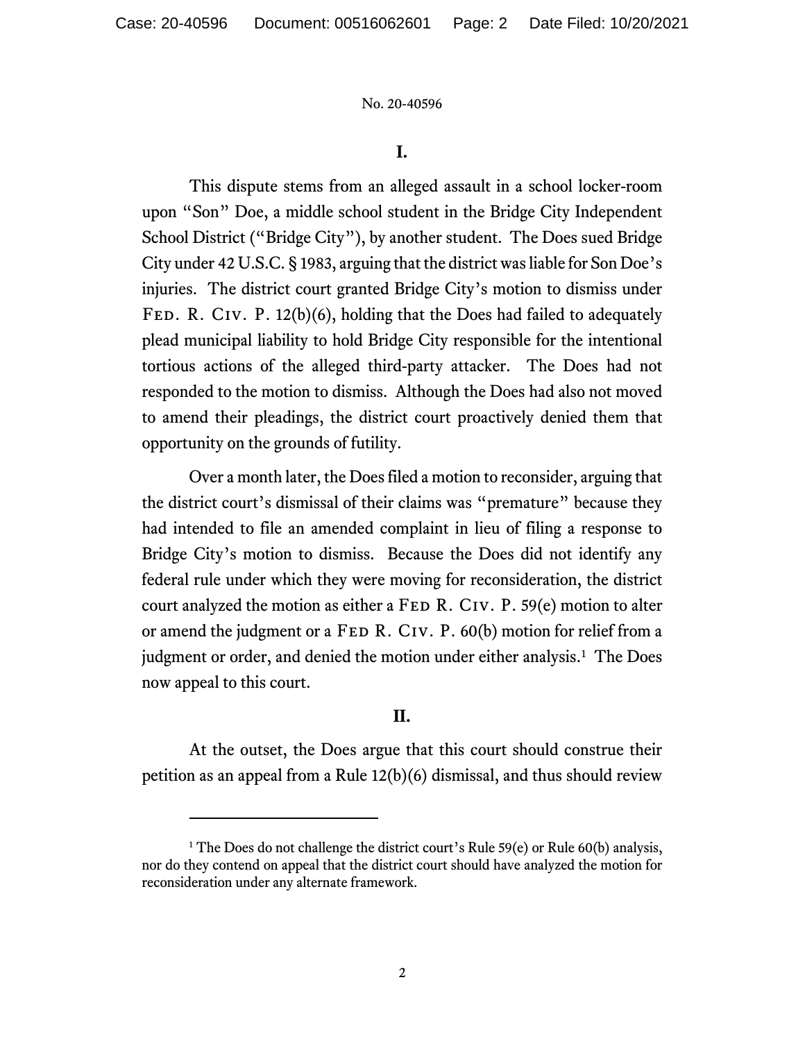## I.

This dispute stems from an alleged assault in a school locker-room upon "Son" Doe, a middle school student in the Bridge City Independent School District ("Bridge City"), by another student. The Does sued Bridge City under 42 U.S.C. § 1983, arguing that the district was liable for Son Doe's injuries. The district court granted Bridge City's motion to dismiss under Fed. R. Civ. P. 12(b)(6), holding that the Does had failed to adequately plead municipal liability to hold Bridge City responsible for the intentional tortious actions of the alleged third-party attacker. The Does had not responded to the motion to dismiss. Although the Does had also not moved to amend their pleadings, the district court proactively denied them that opportunity on the grounds of futility.

Over a month later, the Does filed a motion to reconsider, arguing that the district court's dismissal of their claims was "premature" because they had intended to file an amended complaint in lieu of filing a response to Bridge City's motion to dismiss. Because the Does did not identify any federal rule under which they were moving for reconsideration, the district court analyzed the motion as either a Fed R. Civ. P. 59(e) motion to alter or amend the judgment or a Fed R. Civ. P. 60(b) motion for relief from a judgment or order, and denied the motion under either analysis.[1] The Does now appeal to this court.

## II.

At the outset, the Does argue that this court should construe their petition as an appeal from a Rule 12(b)(6) dismissal, and thus should review

---

[1] The Does do not challenge the district court's Rule 59(e) or Rule 60(b) analysis, nor do they contend on appeal that the district court should have analyzed the motion for reconsideration under any alternate framework.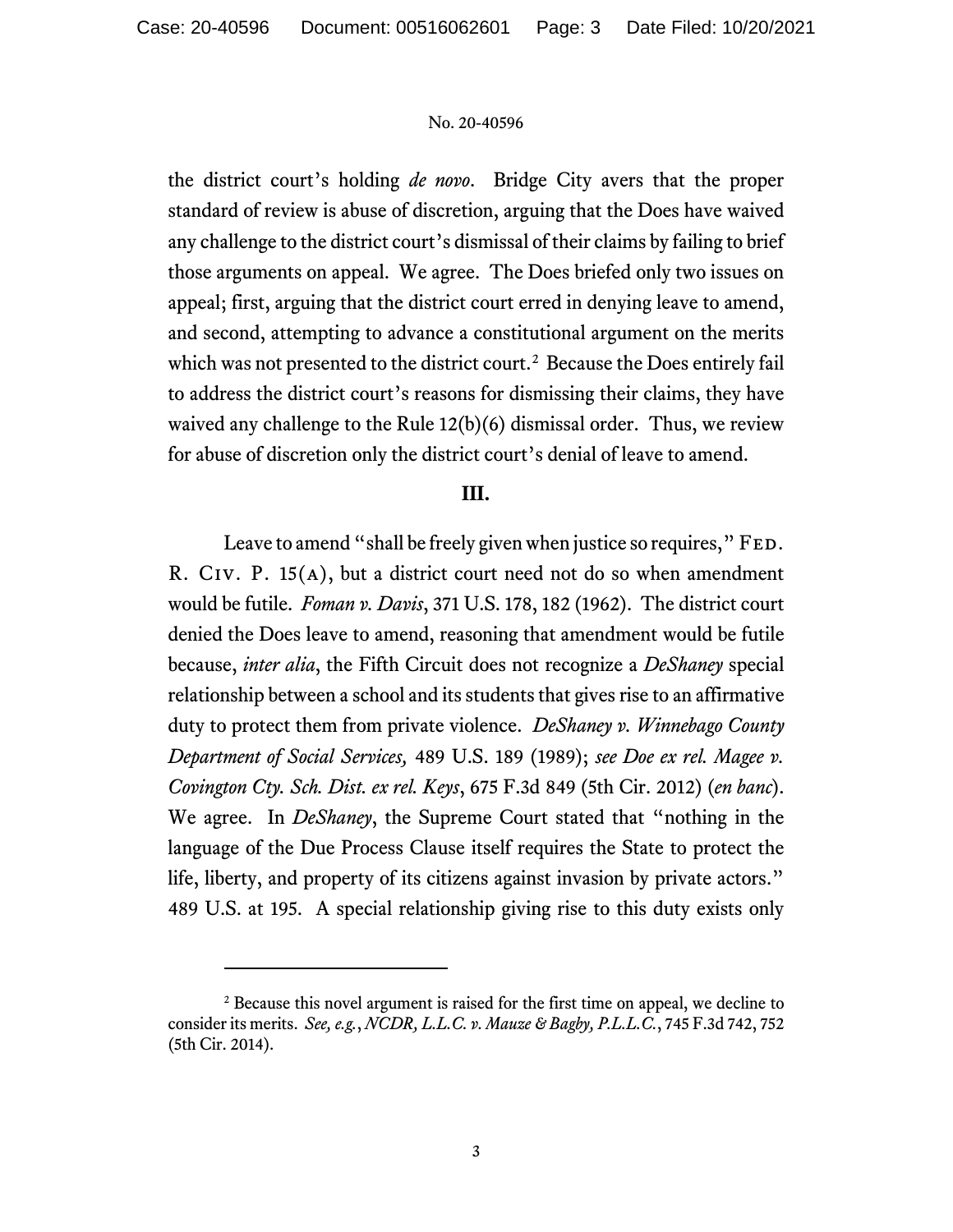the district court's holding *de novo*. Bridge City avers that the proper standard of review is abuse of discretion, arguing that the Does have waived any challenge to the district court's dismissal of their claims by failing to brief those arguments on appeal. We agree. The Does briefed only two issues on appeal; first, arguing that the district court erred in denying leave to amend, and second, attempting to advance a constitutional argument on the merits which was not presented to the district court.[2] Because the Does entirely fail to address the district court's reasons for dismissing their claims, they have waived any challenge to the Rule 12(b)(6) dismissal order. Thus, we review for abuse of discretion only the district court's denial of leave to amend.

### III.

Leave to amend "shall be freely given when justice so requires," FED. R. CIV. P. 15(A), but a district court need not do so when amendment would be futile. *Foman v. Davis*, 371 U.S. 178, 182 (1962). The district court denied the Does leave to amend, reasoning that amendment would be futile because, *inter alia*, the Fifth Circuit does not recognize a *DeShaney* special relationship between a school and its students that gives rise to an affirmative duty to protect them from private violence. *DeShaney v. Winnebago County Department of Social Services,* 489 U.S. 189 (1989); *see Doe ex rel. Magee v. Covington Cty. Sch. Dist. ex rel. Keys*, 675 F.3d 849 (5th Cir. 2012) (*en banc*). We agree. In *DeShaney*, the Supreme Court stated that "nothing in the language of the Due Process Clause itself requires the State to protect the life, liberty, and property of its citizens against invasion by private actors." 489 U.S. at 195. A special relationship giving rise to this duty exists only

---

[2] Because this novel argument is raised for the first time on appeal, we decline to consider its merits. *See, e.g.*, *NCDR, L.L.C. v. Mauze & Bagby, P.L.L.C.*, 745 F.3d 742, 752 (5th Cir. 2014).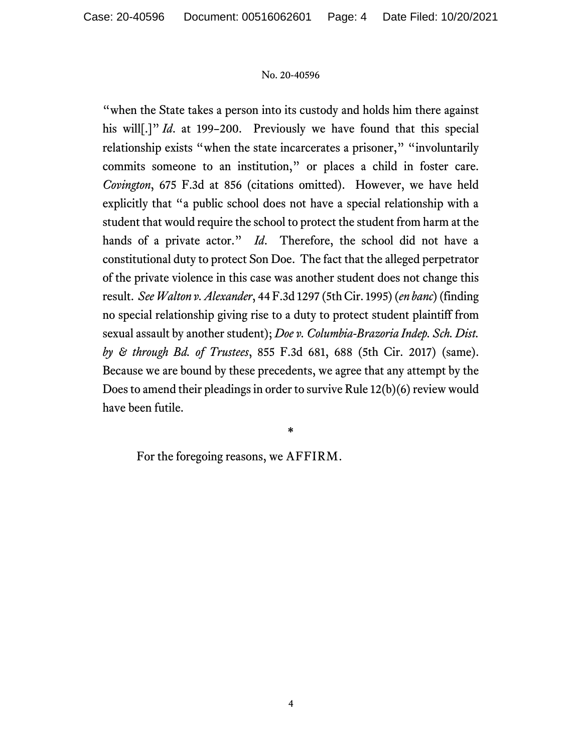"when the State takes a person into its custody and holds him there against his will[.]" *Id*. at 199–200. Previously we have found that this special relationship exists "when the state incarcerates a prisoner," "involuntarily commits someone to an institution," or places a child in foster care. *Covington*, 675 F.3d at 856 (citations omitted). However, we have held explicitly that "a public school does not have a special relationship with a student that would require the school to protect the student from harm at the hands of a private actor." *Id*. Therefore, the school did not have a constitutional duty to protect Son Doe. The fact that the alleged perpetrator of the private violence in this case was another student does not change this result. *See Walton v. Alexander*, 44 F.3d 1297 (5th Cir. 1995) (*en banc*) (finding no special relationship giving rise to a duty to protect student plaintiff from sexual assault by another student); *Doe v. Columbia-Brazoria Indep. Sch. Dist. by & through Bd. of Trustees*, 855 F.3d 681, 688 (5th Cir. 2017) (same). Because we are bound by these precedents, we agree that any attempt by the Does to amend their pleadings in order to survive Rule 12(b)(6) review would have been futile.

*

For the foregoing reasons, we AFFIRM.